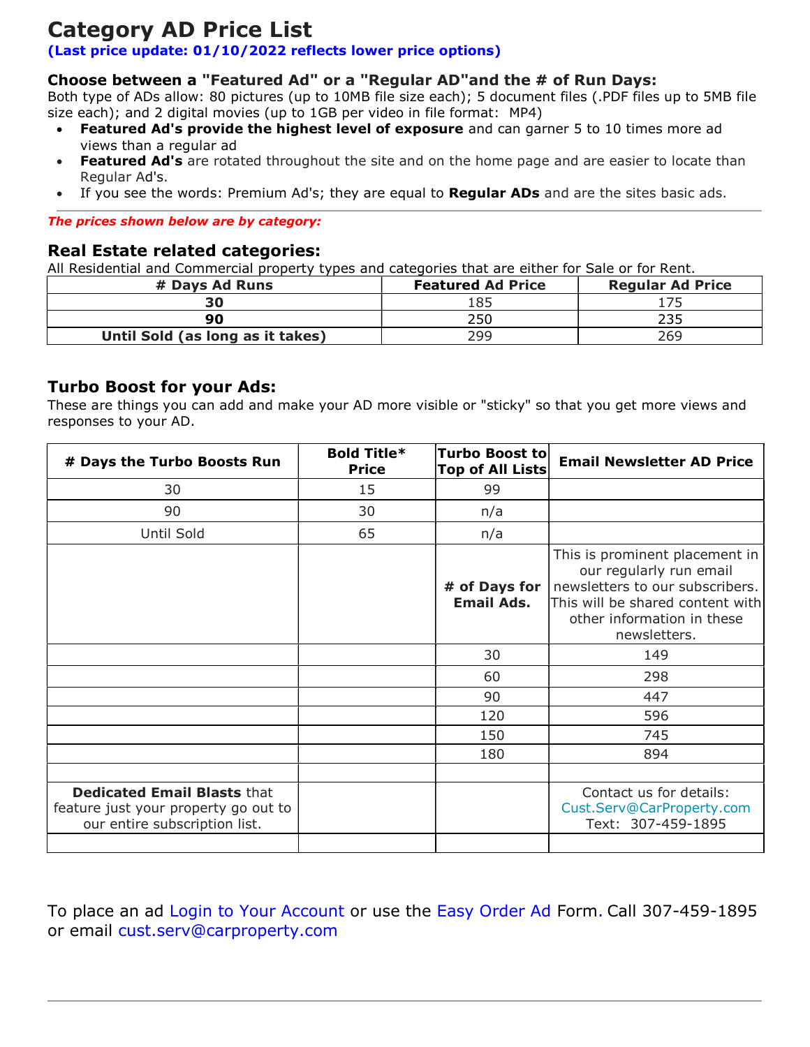# Category AD Price List

**(Last price update: 01/10/2022 reflects lower price options)**

### Choose between a "Featured Ad" or a "Regular AD"and the # of Run Days:

Both type of ADs allow: 80 pictures (up to 10MB file size each); 5 document files (.PDF files up to 5MB file size each); and 2 digital movies (up to 1GB per video in file format: MP4)

- **Featured Ad's provide the highest level of exposure** and can garner 5 to 10 times more ad views than a regular ad
- **Featured Ad's** are rotated throughout the site and on the home page and are easier to locate than Regular Ad's.
- If you see the words: Premium Ad's; they are equal to **Regular ADs** and are the sites basic ads.

***The prices shown below are by category:***

## Real Estate related categories:

All Residential and Commercial property types and categories that are either for Sale or for Rent.

| # Days Ad Runs | Featured Ad Price | Regular Ad Price |
|---|---|---|
| **30** | 185 | 175 |
| **90** | 250 | 235 |
| **Until Sold (as long as it takes)** | 299 | 269 |

## Turbo Boost for your Ads:

These are things you can add and make your AD more visible or "sticky" so that you get more views and responses to your AD.

| # Days the Turbo Boosts Run | Bold Title* Price | Turbo Boost to Top of All Lists | Email Newsletter AD Price |
|---|---|---|---|
| 30 | 15 | 99 | |
| 90 | 30 | n/a | |
| Until Sold | 65 | n/a | |
| | | **# of Days for Email Ads.** | This is prominent placement in our regulary run email newsletters to our subscribers. This will be shared content with other information in these newsletters. |
| | | 30 | 149 |
| | | 60 | 298 |
| | | 90 | 447 |
| | | 120 | 596 |
| | | 150 | 745 |
| | | 180 | 894 |
| | | | |
| **Dedicated Email Blasts** that feature just your property go out to our entire subscription list. | | | Contact us for details: Cust.Serv@CarProperty.com Text: 307-459-1895 |
| | | | |

To place an ad Login to Your Account or use the Easy Order Ad Form. Call 307-459-1895 or email cust.serv@carproperty.com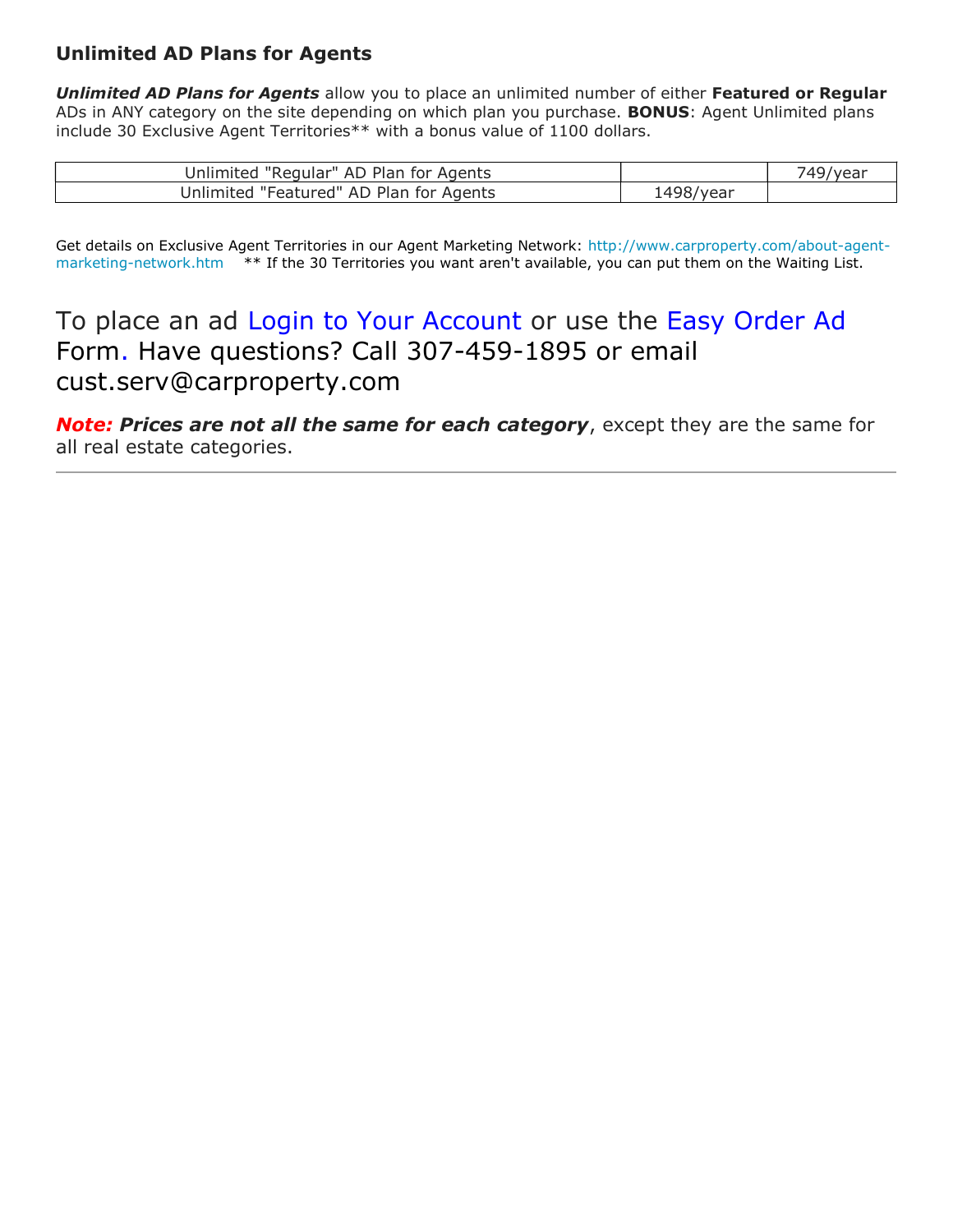### Unlimited AD Plans for Agents

***Unlimited AD Plans for Agents*** allow you to place an unlimited number of either **Featured or Regular** ADs in ANY category on the site depending on which plan you purchase. **BONUS**: Agent Unlimited plans include 30 Exclusive Agent Territories** with a bonus value of 1100 dollars.

| | | |
|---|---|---|
| Unlimited "Regular" AD Plan for Agents | | 749/year |
| Unlimited "Featured" AD Plan for Agents | 1498/year | |

Get details on Exclusive Agent Territories in our Agent Marketing Network: http://www.carproperty.com/about-agent-marketing-network.htm ** If the 30 Territories you want aren't available, you can put them on the Waiting List.

To place an ad Login to Your Account or use the Easy Order Ad Form. Have questions? Call 307-459-1895 or email cust.serv@carproperty.com

***Note:*** ***Prices are not all the same for each category***, except they are the same for all real estate categories.

---